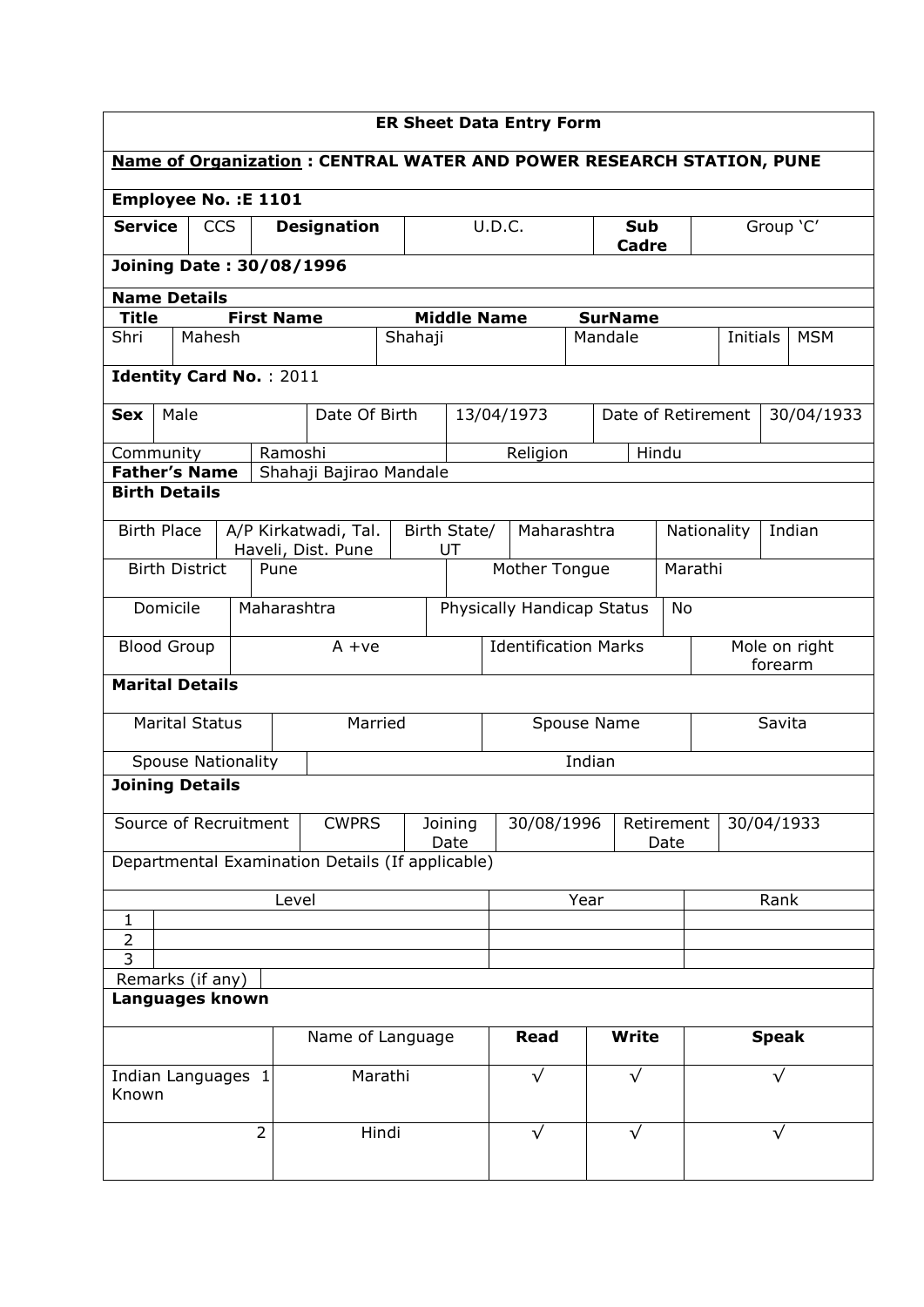# ER Sheet Data Entry Form

**Name of Organization : CENTRAL WATER AND POWER RESEARCH STATION, PUNE**

**Employee No. :E 1101**

| **Service** | CCS | **Designation** | U.D.C. | **Sub Cadre** | Group 'C' |
|---|---|---|---|---|---|

**Joining Date : 30/08/1996**

**Name Details**

| **Title** | **First Name** | **Middle Name** | **SurName** | | |
|---|---|---|---|---|---|
| Shri | Mahesh | Shahaji | Mandale | Initials | MSM |

**Identity Card No.** : 2011

| **Sex** | Male | Date Of Birth | 13/04/1973 | Date of Retirement | 30/04/1933 |
|---|---|---|---|---|---|

| Community | Ramoshi | Religion | Hindu |
|---|---|---|---|
| **Father's Name** | Shahaji Bajirao Mandale | | |

**Birth Details**

| Birth Place | A/P Kirkatwadi, Tal. Haveli, Dist. Pune | Birth State/ UT | Maharashtra | Nationality | Indian |
|---|---|---|---|---|---|
| Birth District | Pune | Mother Tongue | Marathi | | |
| Domicile | Maharashtra | Physically Handicap Status | No | | |
| Blood Group | A +ve | Identification Marks | Mole on right forearm | | |

**Marital Details**

| Marital Status | Married | Spouse Name | Savita |
|---|---|---|---|
| Spouse Nationality | Indian | | |

**Joining Details**

| Source of Recruitment | CWPRS | Joining Date | 30/08/1996 | Retirement Date | 30/04/1933 |
|---|---|---|---|---|---|

Departmental Examination Details (If applicable)

| | Level | Year | Rank |
|---|---|---|---|
| 1 | | | |
| 2 | | | |
| 3 | | | |

Remarks (if any)

**Languages known**

| | | Name of Language | **Read** | **Write** | **Speak** |
|---|---|---|---|---|---|
| Indian Languages Known | 1 | Marathi | √ | √ | √ |
| | 2 | Hindi | √ | √ | √ |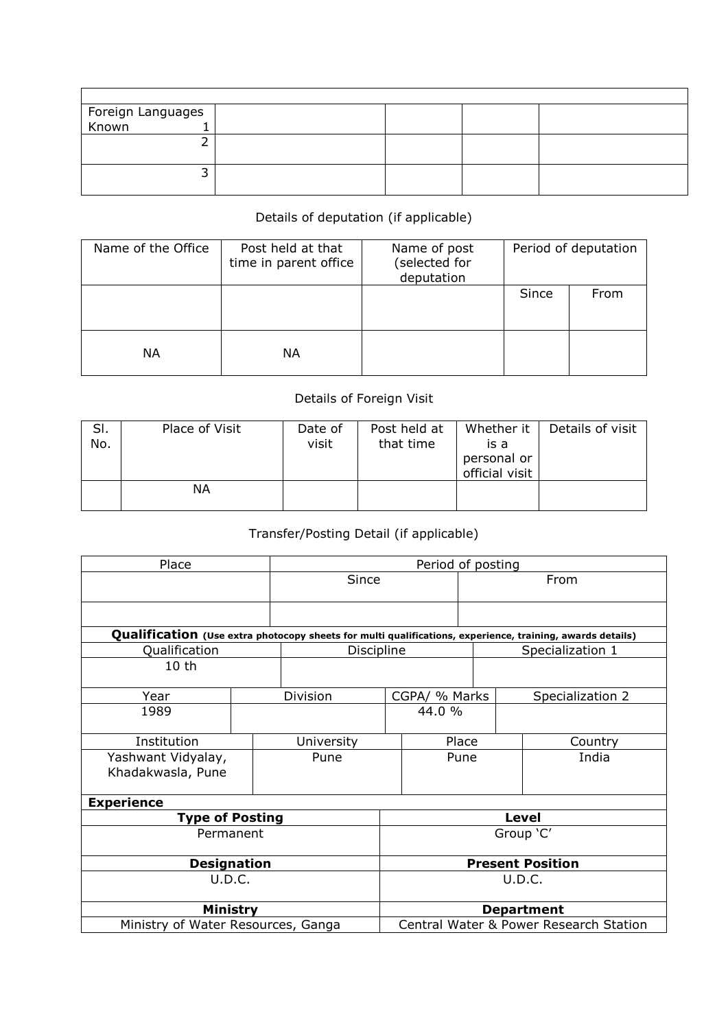| | | | | |
|---|---|---|---|---|
| Foreign Languages Known 1 | | | | |
| 2 | | | | |
| 3 | | | | |

Details of deputation (if applicable)

| Name of the Office | Post held at that time in parent office | Name of post (selected for deputation | Period of deputation | |
|---|---|---|---|---|
| | | | Since | From |
| NA | NA | | | |

Details of Foreign Visit

| Sl. No. | Place of Visit | Date of visit | Post held at that time | Whether it is a personal or official visit | Details of visit |
|---|---|---|---|---|---|
| | NA | | | | |

Transfer/Posting Detail (if applicable)

| Place | Period of posting | |
|---|---|---|
| | Since | From |
| | | |

**Qualification** **(Use extra photocopy sheets for multi qualifications, experience, training, awards details)**

| Qualification | Discipline | Specialization 1 |
|---|---|---|
| 10 th | | |

| Year | Division | CGPA/ % Marks | Specialization 2 |
|---|---|---|---|
| 1989 | | 44.0 % | |

| Institution | University | Place | Country |
|---|---|---|---|
| Yashwant Vidyalay, Khadakwasla, Pune | Pune | Pune | India |

**Experience**

| **Type of Posting** | **Level** |
|---|---|
| Permanent | Group 'C' |
| **Designation** | **Present Position** |
| U.D.C. | U.D.C. |
| **Ministry** | **Department** |
| Ministry of Water Resources, Ganga | Central Water & Power Research Station |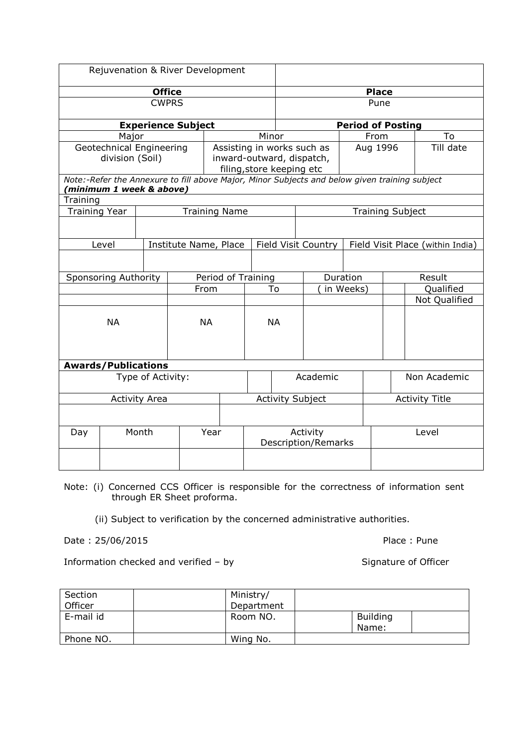| Rejuvenation & River Development | |
|---|---|
| **Office** | **Place** |
| CWPRS | Pune |

| **Experience Subject** | | **Period of Posting** | |
|---|---|---|---|
| Major | Minor | From | To |
| Geotechnical Engineering division (Soil) | Assisting in works such as inward-outward, dispatch, filing,store keeping etc | Aug 1996 | Till date |

*Note:-Refer the Annexure to fill above Major, Minor Subjects and below given training subject* ***(minimum 1 week & above)***

Training

| Training Year | Training Name | Training Subject |
|---|---|---|
| | | |

| Level | Institute Name, Place | Field Visit Country | Field Visit Place (within India) |
|---|---|---|---|
| | | | |

| Sponsoring Authority | Period of Training | | Duration | Result | |
|---|---|---|---|---|---|
| | From | To | ( in Weeks) | | Qualified |
| | | | | | Not Qualified |
| NA | NA | NA | | | |

**Awards/Publications**

| Type of Activity: | | Academic | | Non Academic |
|---|---|---|---|---|

| Activity Area | Activity Subject | Activity Title |
|---|---|---|
| | | |

| Day | Month | Year | Activity Description/Remarks | Level |
|---|---|---|---|---|
| | | | | |

Note: (i) Concerned CCS Officer is responsible for the correctness of information sent through ER Sheet proforma.

(ii) Subject to verification by the concerned administrative authorities.

Date : 25/06/2015 Place : Pune

Information checked and verified – by Signature of Officer

| Section Officer | | Ministry/ Department | | | |
|---|---|---|---|---|---|
| E-mail id | | Room NO. | | Building Name: | |
| Phone NO. | | Wing No. | | | |